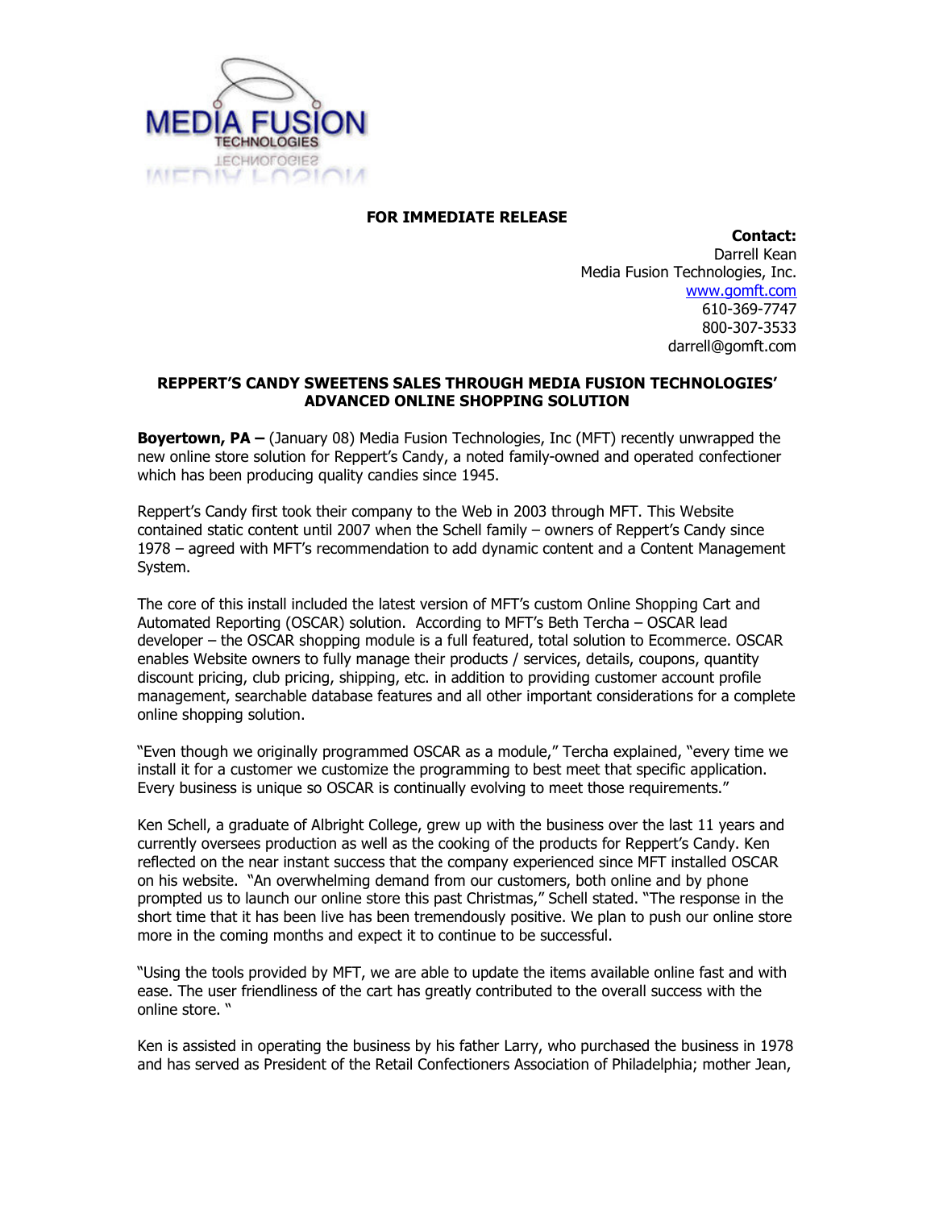**FOR IMMEDIATE RELEASE**

**Contact:**
Darrell Kean
Media Fusion Technologies, Inc.
www.gomft.com
610-369-7747
800-307-3533
darrell@gomft.com

**REPPERT'S CANDY SWEETENS SALES THROUGH MEDIA FUSION TECHNOLOGIES' ADVANCED ONLINE SHOPPING SOLUTION**

**Boyertown, PA –** (January 08) Media Fusion Technologies, Inc (MFT) recently unwrapped the new online store solution for Reppert's Candy, a noted family-owned and operated confectioner which has been producing quality candies since 1945.

Reppert's Candy first took their company to the Web in 2003 through MFT. This Website contained static content until 2007 when the Schell family – owners of Reppert's Candy since 1978 – agreed with MFT's recommendation to add dynamic content and a Content Management System.

The core of this install included the latest version of MFT's custom Online Shopping Cart and Automated Reporting (OSCAR) solution. According to MFT's Beth Tercha – OSCAR lead developer – the OSCAR shopping module is a full featured, total solution to Ecommerce. OSCAR enables Website owners to fully manage their products / services, details, coupons, quantity discount pricing, club pricing, shipping, etc. in addition to providing customer account profile management, searchable database features and all other important considerations for a complete online shopping solution.

"Even though we originally programmed OSCAR as a module," Tercha explained, "every time we install it for a customer we customize the programming to best meet that specific application. Every business is unique so OSCAR is continually evolving to meet those requirements."

Ken Schell, a graduate of Albright College, grew up with the business over the last 11 years and currently oversees production as well as the cooking of the products for Reppert's Candy. Ken reflected on the near instant success that the company experienced since MFT installed OSCAR on his website. "An overwhelming demand from our customers, both online and by phone prompted us to launch our online store this past Christmas," Schell stated. "The response in the short time that it has been live has been tremendously positive. We plan to push our online store more in the coming months and expect it to continue to be successful.

"Using the tools provided by MFT, we are able to update the items available online fast and with ease. The user friendliness of the cart has greatly contributed to the overall success with the online store. "

Ken is assisted in operating the business by his father Larry, who purchased the business in 1978 and has served as President of the Retail Confectioners Association of Philadelphia; mother Jean,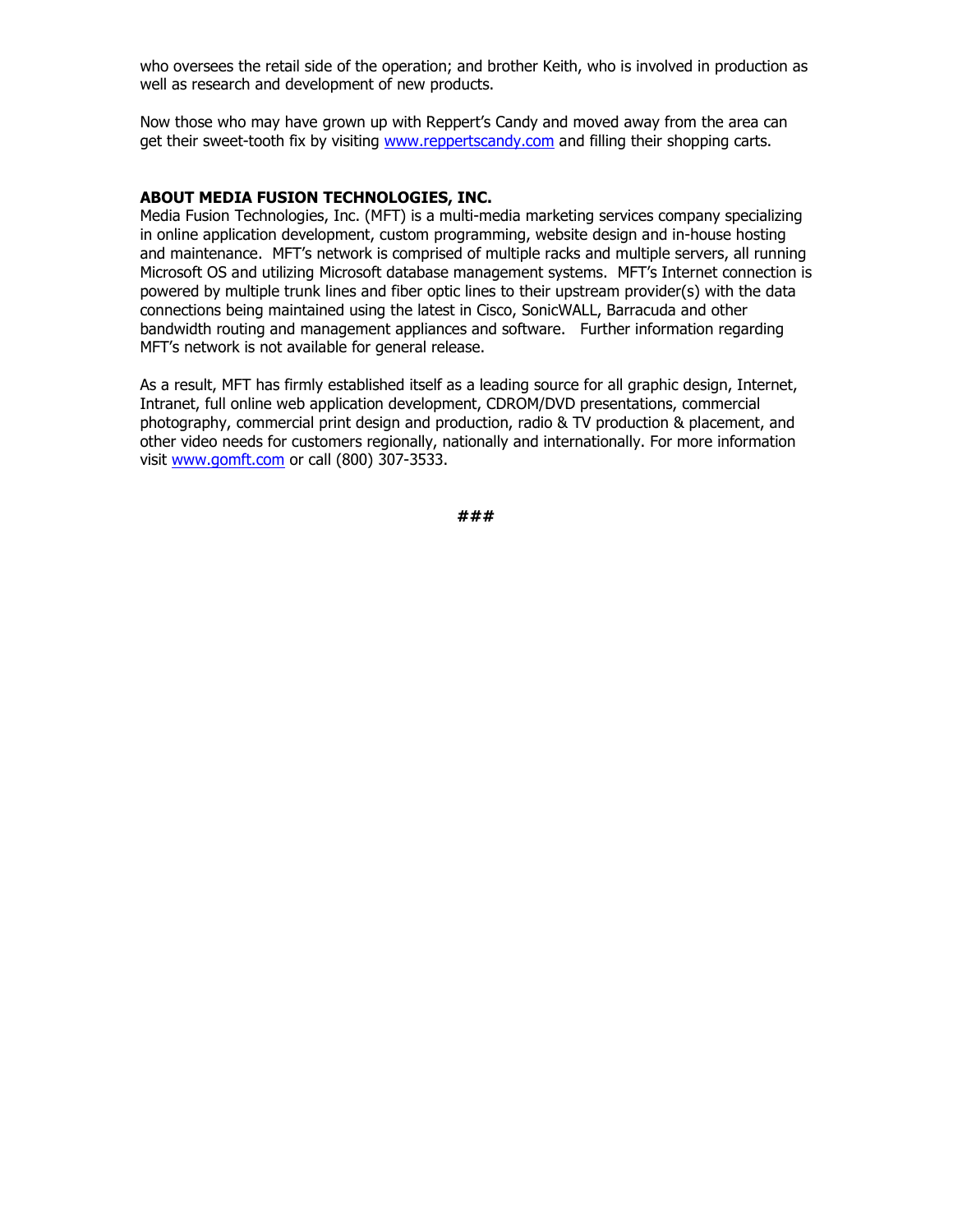who oversees the retail side of the operation; and brother Keith, who is involved in production as well as research and development of new products.

Now those who may have grown up with Reppert's Candy and moved away from the area can get their sweet-tooth fix by visiting www.reppertscandy.com and filling their shopping carts.

**ABOUT MEDIA FUSION TECHNOLOGIES, INC.**

Media Fusion Technologies, Inc. (MFT) is a multi-media marketing services company specializing in online application development, custom programming, website design and in-house hosting and maintenance. MFT's network is comprised of multiple racks and multiple servers, all running Microsoft OS and utilizing Microsoft database management systems. MFT's Internet connection is powered by multiple trunk lines and fiber optic lines to their upstream provider(s) with the data connections being maintained using the latest in Cisco, SonicWALL, Barracuda and other bandwidth routing and management appliances and software. Further information regarding MFT's network is not available for general release.

As a result, MFT has firmly established itself as a leading source for all graphic design, Internet, Intranet, full online web application development, CDROM/DVD presentations, commercial photography, commercial print design and production, radio & TV production & placement, and other video needs for customers regionally, nationally and internationally. For more information visit www.gomft.com or call (800) 307-3533.

**###**